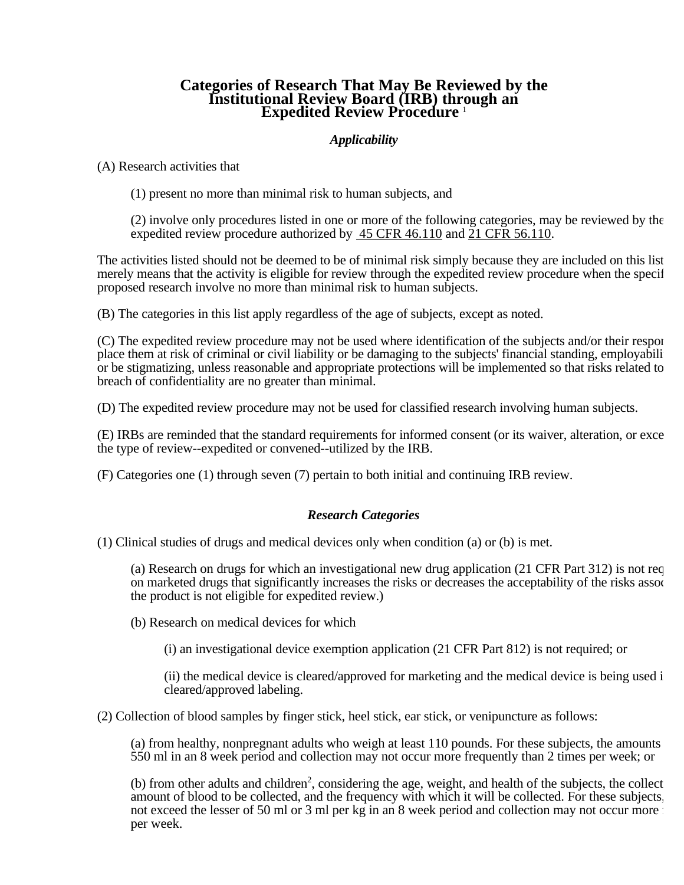# Categories of Research That May Be Reviewed by the Institutional Review Board (IRB) through an Expedited Review Procedure [1]

### *Applicability*

(A) Research activities that

(1) present no more than minimal risk to human subjects, and

(2) involve only procedures listed in one or more of the following categories, may be reviewed by the expedited review procedure authorized by 45 CFR 46.110 and 21 CFR 56.110.

The activities listed should not be deemed to be of minimal risk simply because they are included on this list merely means that the activity is eligible for review through the expedited review procedure when the specif proposed research involve no more than minimal risk to human subjects.

(B) The categories in this list apply regardless of the age of subjects, except as noted.

(C) The expedited review procedure may not be used where identification of the subjects and/or their respon place them at risk of criminal or civil liability or be damaging to the subjects' financial standing, employabili or be stigmatizing, unless reasonable and appropriate protections will be implemented so that risks related to breach of confidentiality are no greater than minimal.

(D) The expedited review procedure may not be used for classified research involving human subjects.

(E) IRBs are reminded that the standard requirements for informed consent (or its waiver, alteration, or exce the type of review--expedited or convened--utilized by the IRB.

(F) Categories one (1) through seven (7) pertain to both initial and continuing IRB review.

### *Research Categories*

(1) Clinical studies of drugs and medical devices only when condition (a) or (b) is met.

(a) Research on drugs for which an investigational new drug application (21 CFR Part 312) is not req on marketed drugs that significantly increases the risks or decreases the acceptability of the risks assoc the product is not eligible for expedited review.)

(b) Research on medical devices for which

(i) an investigational device exemption application (21 CFR Part 812) is not required; or

(ii) the medical device is cleared/approved for marketing and the medical device is being used i cleared/approved labeling.

(2) Collection of blood samples by finger stick, heel stick, ear stick, or venipuncture as follows:

(a) from healthy, nonpregnant adults who weigh at least 110 pounds. For these subjects, the amounts 550 ml in an 8 week period and collection may not occur more frequently than 2 times per week; or

(b) from other adults and children[2], considering the age, weight, and health of the subjects, the collect amount of blood to be collected, and the frequency with which it will be collected. For these subjects, not exceed the lesser of 50 ml or 3 ml per kg in an 8 week period and collection may not occur more per week.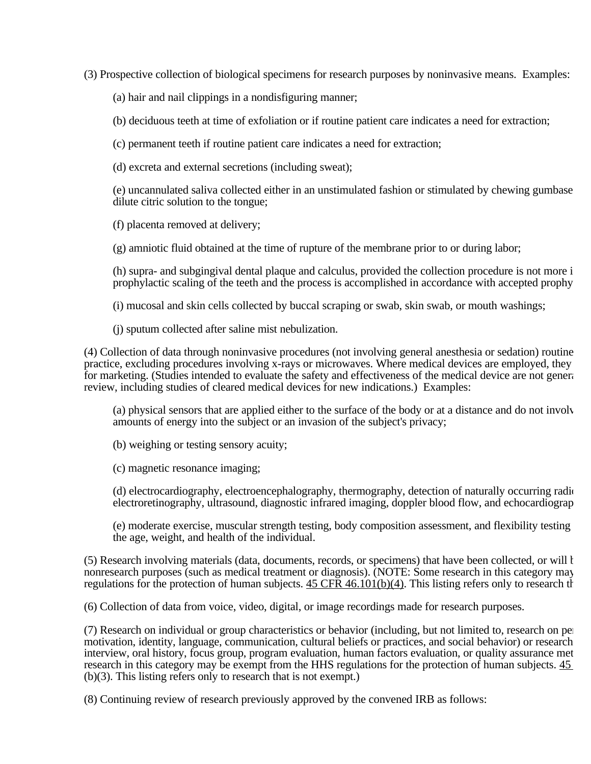(3) Prospective collection of biological specimens for research purposes by noninvasive means. Examples:

(a) hair and nail clippings in a nondisfiguring manner;

(b) deciduous teeth at time of exfoliation or if routine patient care indicates a need for extraction;

(c) permanent teeth if routine patient care indicates a need for extraction;

(d) excreta and external secretions (including sweat);

(e) uncannulated saliva collected either in an unstimulated fashion or stimulated by chewing gumbase dilute citric solution to the tongue;

(f) placenta removed at delivery;

(g) amniotic fluid obtained at the time of rupture of the membrane prior to or during labor;

(h) supra- and subgingival dental plaque and calculus, provided the collection procedure is not more i prophylactic scaling of the teeth and the process is accomplished in accordance with accepted prophy

(i) mucosal and skin cells collected by buccal scraping or swab, skin swab, or mouth washings;

(j) sputum collected after saline mist nebulization.

(4) Collection of data through noninvasive procedures (not involving general anesthesia or sedation) routine practice, excluding procedures involving x-rays or microwaves. Where medical devices are employed, they for marketing. (Studies intended to evaluate the safety and effectiveness of the medical device are not genera review, including studies of cleared medical devices for new indications.) Examples:

(a) physical sensors that are applied either to the surface of the body or at a distance and do not involv amounts of energy into the subject or an invasion of the subject's privacy;

(b) weighing or testing sensory acuity;

(c) magnetic resonance imaging;

(d) electrocardiography, electroencephalography, thermography, detection of naturally occurring radi electroretinography, ultrasound, diagnostic infrared imaging, doppler blood flow, and echocardiograp

(e) moderate exercise, muscular strength testing, body composition assessment, and flexibility testing the age, weight, and health of the individual.

(5) Research involving materials (data, documents, records, or specimens) that have been collected, or will b nonresearch purposes (such as medical treatment or diagnosis). (NOTE: Some research in this category may regulations for the protection of human subjects. 45 CFR 46.101(b)(4). This listing refers only to research th

(6) Collection of data from voice, video, digital, or image recordings made for research purposes.

(7) Research on individual or group characteristics or behavior (including, but not limited to, research on pe motivation, identity, language, communication, cultural beliefs or practices, and social behavior) or research interview, oral history, focus group, program evaluation, human factors evaluation, or quality assurance met research in this category may be exempt from the HHS regulations for the protection of human subjects. 45 (b)(3). This listing refers only to research that is not exempt.)

(8) Continuing review of research previously approved by the convened IRB as follows: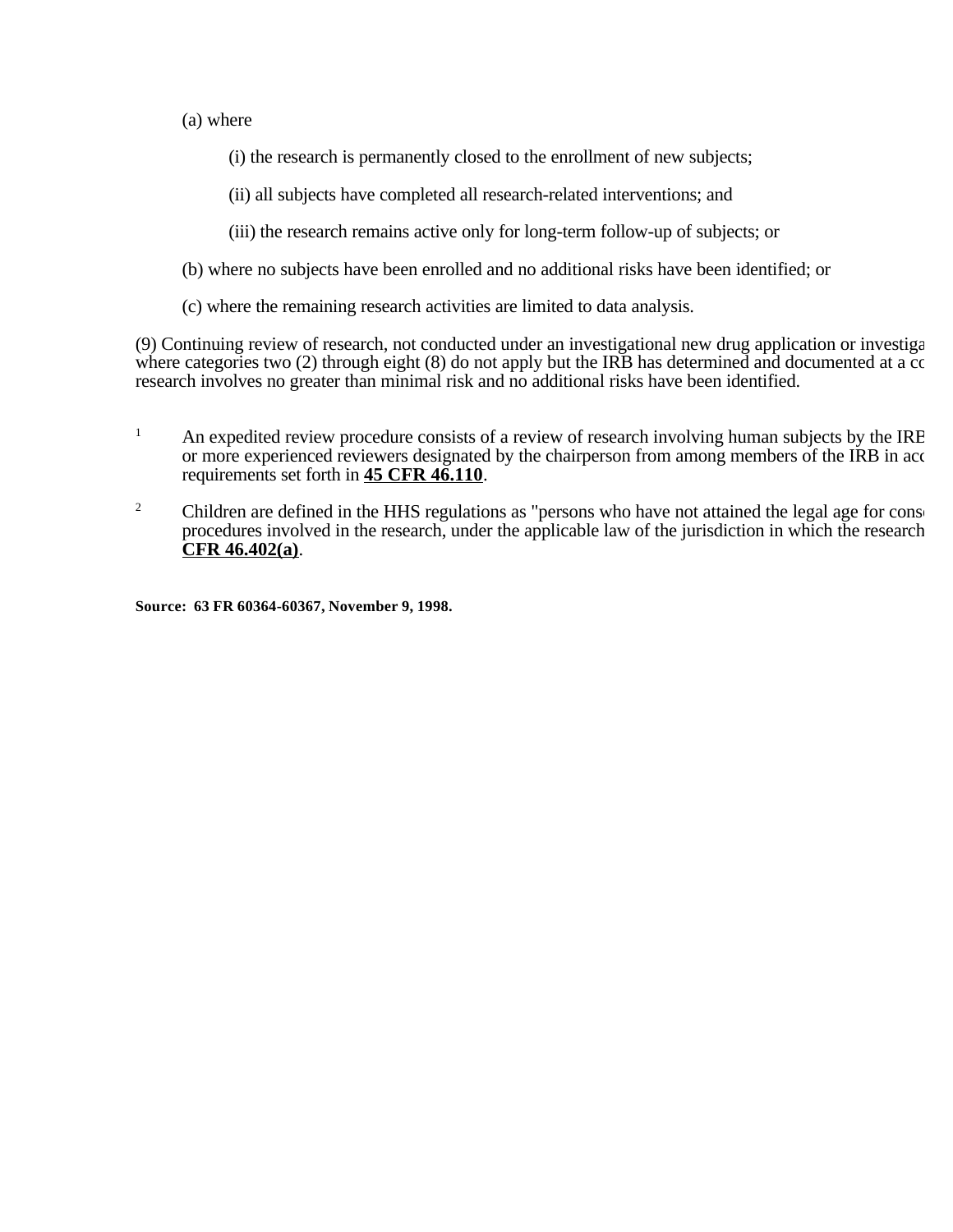(a) where

(i) the research is permanently closed to the enrollment of new subjects;

(ii) all subjects have completed all research-related interventions; and

(iii) the research remains active only for long-term follow-up of subjects; or

(b) where no subjects have been enrolled and no additional risks have been identified; or

(c) where the remaining research activities are limited to data analysis.

(9) Continuing review of research, not conducted under an investigational new drug application or investiga where categories two (2) through eight (8) do not apply but the IRB has determined and documented at a co research involves no greater than minimal risk and no additional risks have been identified.

[1] An expedited review procedure consists of a review of research involving human subjects by the IRB or more experienced reviewers designated by the chairperson from among members of the IRB in acc requirements set forth in **45 CFR 46.110**.

[2] Children are defined in the HHS regulations as "persons who have not attained the legal age for cons procedures involved in the research, under the applicable law of the jurisdiction in which the research **CFR 46.402(a)**.

**Source: 63 FR 60364-60367, November 9, 1998.**